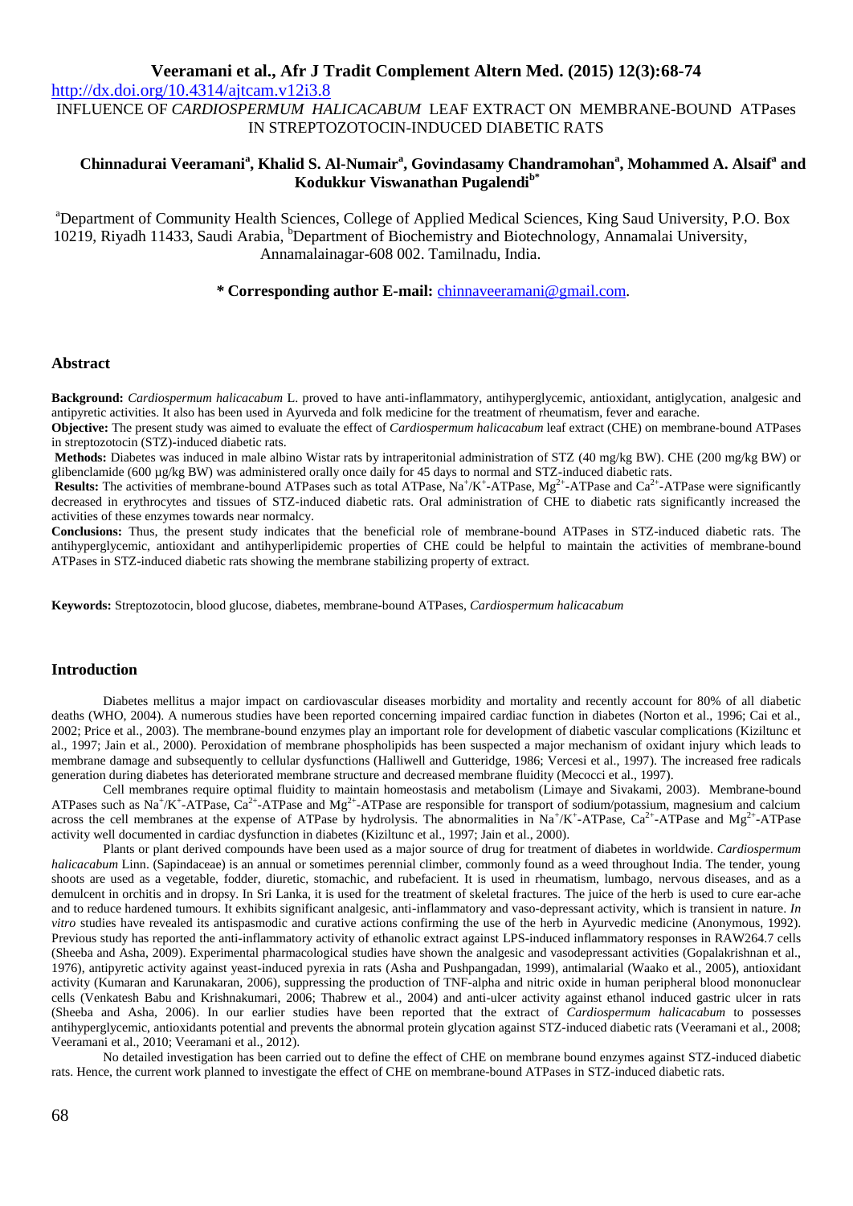http://dx.doi.org/10.4314/ajtcam.v12i3.8

# INFLUENCE OF *CARDIOSPERMUM HALICACABUM* LEAF EXTRACT ON MEMBRANE-BOUND ATPases IN STREPTOZOTOCIN-INDUCED DIABETIC RATS

**Chinnadurai Veeramani[a], Khalid S. Al-Numair[a], Govindasamy Chandramohan[a], Mohammed A. Alsaif[a] and Kodukkur Viswanathan Pugalendi[b*]**

[a]Department of Community Health Sciences, College of Applied Medical Sciences, King Saud University, P.O. Box 10219, Riyadh 11433, Saudi Arabia, [b]Department of Biochemistry and Biotechnology, Annamalai University, Annamalainagar-608 002. Tamilnadu, India.

**\* Corresponding author E-mail:** chinnaveeramani@gmail.com.

## Abstract

**Background:** *Cardiospermum halicacabum* L. proved to have anti-inflammatory, antihyperglycemic, antioxidant, antiglycation, analgesic and antipyretic activities. It also has been used in Ayurveda and folk medicine for the treatment of rheumatism, fever and earache.

**Objective:** The present study was aimed to evaluate the effect of *Cardiospermum halicacabum* leaf extract (CHE) on membrane-bound ATPases in streptozotocin (STZ)-induced diabetic rats.

**Methods:** Diabetes was induced in male albino Wistar rats by intraperitonial administration of STZ (40 mg/kg BW). CHE (200 mg/kg BW) or glibenclamide (600 µg/kg BW) was administered orally once daily for 45 days to normal and STZ-induced diabetic rats.

**Results:** The activities of membrane-bound ATPases such as total ATPase, $Na^+/K^+$-ATPase, $Mg^{2+}$-ATPase and $Ca^{2+}$-ATPase were significantly decreased in erythrocytes and tissues of STZ-induced diabetic rats. Oral administration of CHE to diabetic rats significantly increased the activities of these enzymes towards near normalcy.

**Conclusions:** Thus, the present study indicates that the beneficial role of membrane-bound ATPases in STZ-induced diabetic rats. The antihyperglycemic, antioxidant and antihyperlipidemic properties of CHE could be helpful to maintain the activities of membrane-bound ATPases in STZ-induced diabetic rats showing the membrane stabilizing property of extract.

**Keywords:** Streptozotocin, blood glucose, diabetes, membrane-bound ATPases, *Cardiospermum halicacabum*

## Introduction

Diabetes mellitus a major impact on cardiovascular diseases morbidity and mortality and recently account for 80% of all diabetic deaths (WHO, 2004). A numerous studies have been reported concerning impaired cardiac function in diabetes (Norton et al., 1996; Cai et al., 2002; Price et al., 2003). The membrane-bound enzymes play an important role for development of diabetic vascular complications (Kiziltunc et al., 1997; Jain et al., 2000). Peroxidation of membrane phospholipids has been suspected a major mechanism of oxidant injury which leads to membrane damage and subsequently to cellular dysfunctions (Halliwell and Gutteridge, 1986; Vercesi et al., 1997). The increased free radicals generation during diabetes has deteriorated membrane structure and decreased membrane fluidity (Mecocci et al., 1997).

Cell membranes require optimal fluidity to maintain homeostasis and metabolism (Limaye and Sivakami, 2003). Membrane-bound ATPases such as $Na^+/K^+$-ATPase, $Ca^{2+}$-ATPase and $Mg^{2+}$-ATPase are responsible for transport of sodium/potassium, magnesium and calcium across the cell membranes at the expense of ATPase by hydrolysis. The abnormalities in $Na^+/K^+$-ATPase, $Ca^{2+}$-ATPase and $Mg^{2+}$-ATPase activity well documented in cardiac dysfunction in diabetes (Kiziltunc et al., 1997; Jain et al., 2000).

Plants or plant derived compounds have been used as a major source of drug for treatment of diabetes in worldwide. *Cardiospermum halicacabum* Linn. (Sapindaceae) is an annual or sometimes perennial climber, commonly found as a weed throughout India. The tender, young shoots are used as a vegetable, fodder, diuretic, stomachic, and rubefacient. It is used in rheumatism, lumbago, nervous diseases, and as a demulcent in orchitis and in dropsy. In Sri Lanka, it is used for the treatment of skeletal fractures. The juice of the herb is used to cure ear-ache and to reduce hardened tumours. It exhibits significant analgesic, anti-inflammatory and vaso-depressant activity, which is transient in nature. *In vitro* studies have revealed its antispasmodic and curative actions confirming the use of the herb in Ayurvedic medicine (Anonymous, 1992). Previous study has reported the anti-inflammatory activity of ethanolic extract against LPS-induced inflammatory responses in RAW264.7 cells (Sheeba and Asha, 2009). Experimental pharmacological studies have shown the analgesic and vasodepressant activities (Gopalakrishnan et al., 1976), antipyretic activity against yeast-induced pyrexia in rats (Asha and Pushpangadan, 1999), antimalarial (Waako et al., 2005), antioxidant activity (Kumaran and Karunakaran, 2006), suppressing the production of TNF-alpha and nitric oxide in human peripheral blood mononuclear cells (Venkatesh Babu and Krishnakumari, 2006; Thabrew et al., 2004) and anti-ulcer activity against ethanol induced gastric ulcer in rats (Sheeba and Asha, 2006). In our earlier studies have been reported that the extract of *Cardiospermum halicacabum* to possesses antihyperglycemic, antioxidants potential and prevents the abnormal protein glycation against STZ-induced diabetic rats (Veeramani et al., 2008; Veeramani et al., 2010; Veeramani et al., 2012).

No detailed investigation has been carried out to define the effect of CHE on membrane bound enzymes against STZ-induced diabetic rats. Hence, the current work planned to investigate the effect of CHE on membrane-bound ATPases in STZ-induced diabetic rats.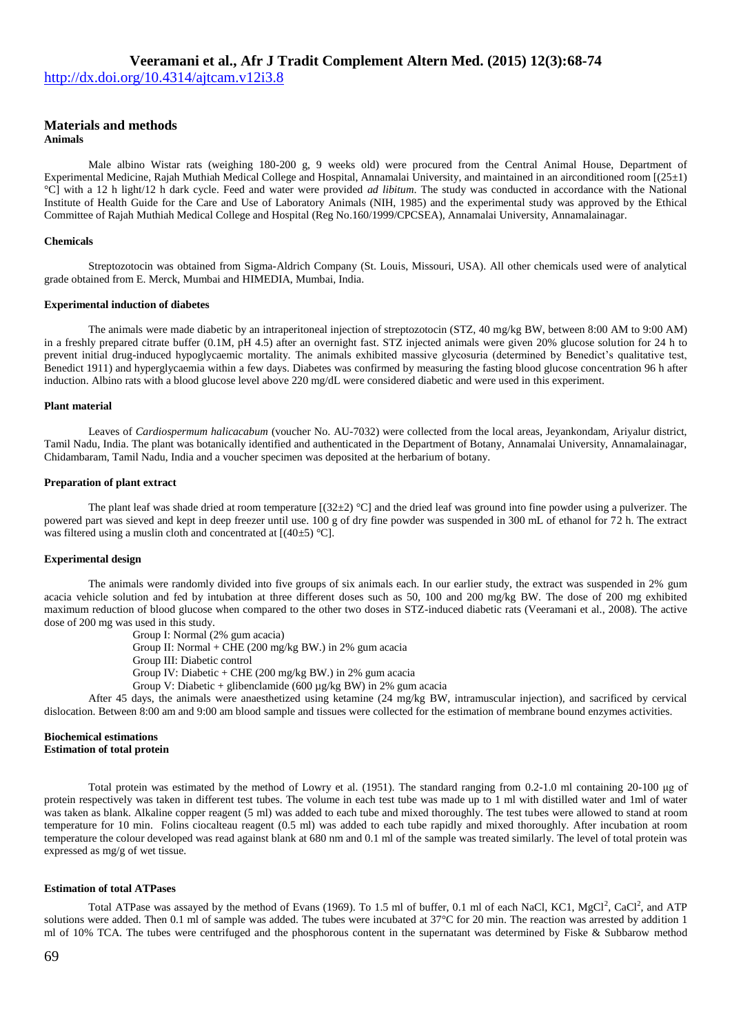## Materials and methods

### Animals

Male albino Wistar rats (weighing 180-200 g, 9 weeks old) were procured from the Central Animal House, Department of Experimental Medicine, Rajah Muthiah Medical College and Hospital, Annamalai University, and maintained in an airconditioned room [(25±1) °C] with a 12 h light/12 h dark cycle. Feed and water were provided *ad libitum*. The study was conducted in accordance with the National Institute of Health Guide for the Care and Use of Laboratory Animals (NIH, 1985) and the experimental study was approved by the Ethical Committee of Rajah Muthiah Medical College and Hospital (Reg No.160/1999/CPCSEA), Annamalai University, Annamalainagar.

### Chemicals

Streptozotocin was obtained from Sigma-Aldrich Company (St. Louis, Missouri, USA). All other chemicals used were of analytical grade obtained from E. Merck, Mumbai and HIMEDIA, Mumbai, India.

### Experimental induction of diabetes

The animals were made diabetic by an intraperitoneal injection of streptozotocin (STZ, 40 mg/kg BW, between 8:00 AM to 9:00 AM) in a freshly prepared citrate buffer (0.1M, pH 4.5) after an overnight fast. STZ injected animals were given 20% glucose solution for 24 h to prevent initial drug-induced hypoglycaemic mortality. The animals exhibited massive glycosuria (determined by Benedict's qualitative test, Benedict 1911) and hyperglycaemia within a few days. Diabetes was confirmed by measuring the fasting blood glucose concentration 96 h after induction. Albino rats with a blood glucose level above 220 mg/dL were considered diabetic and were used in this experiment.

### Plant material

Leaves of *Cardiospermum halicacabum* (voucher No. AU-7032) were collected from the local areas, Jeyankondam, Ariyalur district, Tamil Nadu, India. The plant was botanically identified and authenticated in the Department of Botany, Annamalai University, Annamalainagar, Chidambaram, Tamil Nadu, India and a voucher specimen was deposited at the herbarium of botany.

### Preparation of plant extract

The plant leaf was shade dried at room temperature [(32±2) °C] and the dried leaf was ground into fine powder using a pulverizer. The powered part was sieved and kept in deep freezer until use. 100 g of dry fine powder was suspended in 300 mL of ethanol for 72 h. The extract was filtered using a muslin cloth and concentrated at [(40±5) °C].

### Experimental design

The animals were randomly divided into five groups of six animals each. In our earlier study, the extract was suspended in 2% gum acacia vehicle solution and fed by intubation at three different doses such as 50, 100 and 200 mg/kg BW. The dose of 200 mg exhibited maximum reduction of blood glucose when compared to the other two doses in STZ-induced diabetic rats (Veeramani et al., 2008). The active dose of 200 mg was used in this study.

Group I: Normal (2% gum acacia)
Group II: Normal + CHE (200 mg/kg BW.) in 2% gum acacia
Group III: Diabetic control
Group IV: Diabetic + CHE (200 mg/kg BW.) in 2% gum acacia
Group V: Diabetic + glibenclamide (600 µg/kg BW) in 2% gum acacia

After 45 days, the animals were anaesthetized using ketamine (24 mg/kg BW, intramuscular injection), and sacrificed by cervical dislocation. Between 8:00 am and 9:00 am blood sample and tissues were collected for the estimation of membrane bound enzymes activities.

### Biochemical estimations

### Estimation of total protein

Total protein was estimated by the method of Lowry et al. (1951). The standard ranging from 0.2-1.0 ml containing 20-100 µg of protein respectively was taken in different test tubes. The volume in each test tube was made up to 1 ml with distilled water and 1ml of water was taken as blank. Alkaline copper reagent (5 ml) was added to each tube and mixed thoroughly. The test tubes were allowed to stand at room temperature for 10 min. Folins ciocalteau reagent (0.5 ml) was added to each tube rapidly and mixed thoroughly. After incubation at room temperature the colour developed was read against blank at 680 nm and 0.1 ml of the sample was treated similarly. The level of total protein was expressed as mg/g of wet tissue.

### Estimation of total ATPases

Total ATPase was assayed by the method of Evans (1969). To 1.5 ml of buffer, 0.1 ml of each NaCl, KC1, $MgCl^2$, $CaCl^2$, and ATP solutions were added. Then 0.1 ml of sample was added. The tubes were incubated at 37°C for 20 min. The reaction was arrested by addition 1 ml of 10% TCA. The tubes were centrifuged and the phosphorous content in the supernatant was determined by Fiske & Subbarow method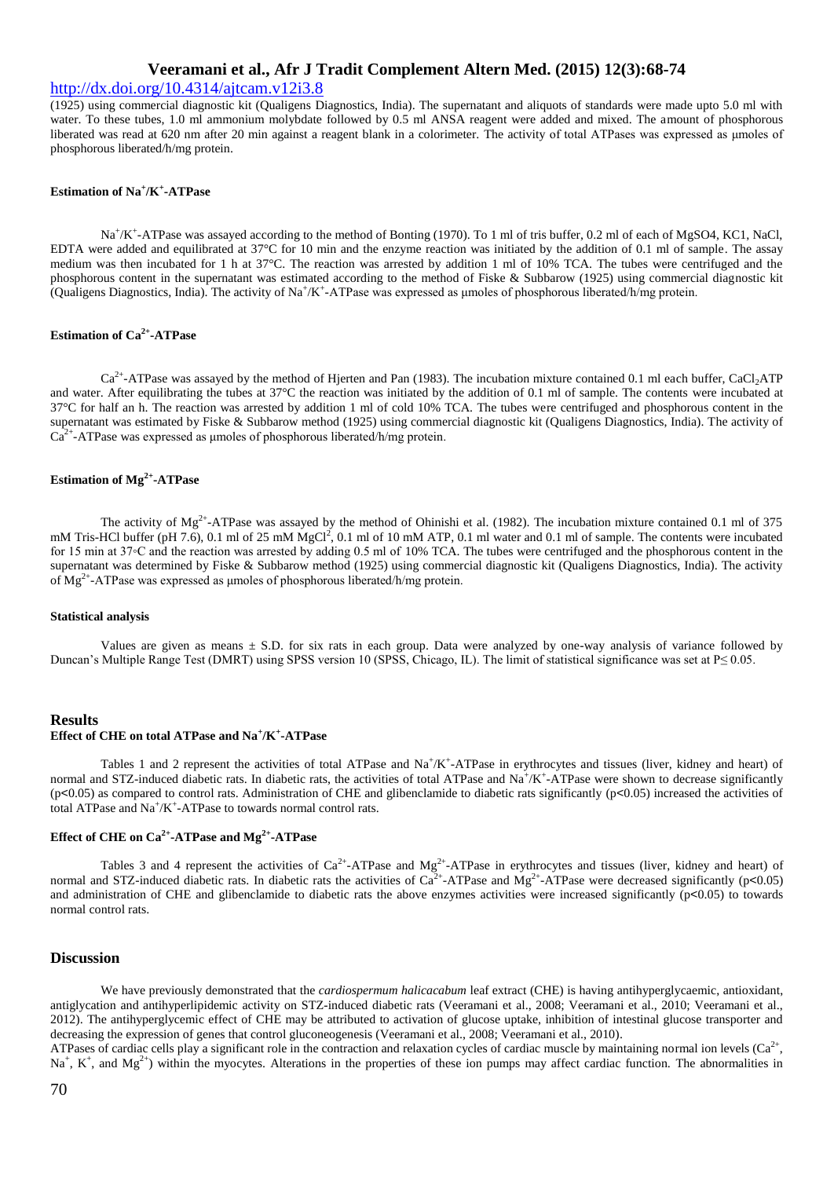(1925) using commercial diagnostic kit (Qualigens Diagnostics, India). The supernatant and aliquots of standards were made upto 5.0 ml with water. To these tubes, 1.0 ml ammonium molybdate followed by 0.5 ml ANSA reagent were added and mixed. The amount of phosphorous liberated was read at 620 nm after 20 min against a reagent blank in a colorimeter. The activity of total ATPases was expressed as µmoles of phosphorous liberated/h/mg protein.

#### Estimation of $Na^+/K^+$-ATPase

$Na^+/K^+$-ATPase was assayed according to the method of Bonting (1970). To 1 ml of tris buffer, 0.2 ml of each of MgSO4, KC1, NaCl, EDTA were added and equilibrated at 37°C for 10 min and the enzyme reaction was initiated by the addition of 0.1 ml of sample. The assay medium was then incubated for 1 h at 37°C. The reaction was arrested by addition 1 ml of 10% TCA. The tubes were centrifuged and the phosphorous content in the supernatant was estimated according to the method of Fiske & Subbarow (1925) using commercial diagnostic kit (Qualigens Diagnostics, India). The activity of $Na^+/K^+$-ATPase was expressed as µmoles of phosphorous liberated/h/mg protein.

#### Estimation of $Ca^{2+}$-ATPase

$Ca^{2+}$-ATPase was assayed by the method of Hjerten and Pan (1983). The incubation mixture contained 0.1 ml each buffer, $CaCl_2$ATP and water. After equilibrating the tubes at 37°C the reaction was initiated by the addition of 0.1 ml of sample. The contents were incubated at 37°C for half an h. The reaction was arrested by addition 1 ml of cold 10% TCA. The tubes were centrifuged and phosphorous content in the supernatant was estimated by Fiske & Subbarow method (1925) using commercial diagnostic kit (Qualigens Diagnostics, India). The activity of $Ca^{2+}$-ATPase was expressed as µmoles of phosphorous liberated/h/mg protein.

#### Estimation of $Mg^{2+}$-ATPase

The activity of $Mg^{2+}$-ATPase was assayed by the method of Ohinishi et al. (1982). The incubation mixture contained 0.1 ml of 375 mM Tris-HCl buffer (pH 7.6), 0.1 ml of 25 mM $MgCl^2$, 0.1 ml of 10 mM ATP, 0.1 ml water and 0.1 ml of sample. The contents were incubated for 15 min at 37◦C and the reaction was arrested by adding 0.5 ml of 10% TCA. The tubes were centrifuged and the phosphorous content in the supernatant was determined by Fiske & Subbarow method (1925) using commercial diagnostic kit (Qualigens Diagnostics, India). The activity of $Mg^{2+}$-ATPase was expressed as µmoles of phosphorous liberated/h/mg protein.

#### Statistical analysis

Values are given as means ± S.D. for six rats in each group. Data were analyzed by one-way analysis of variance followed by Duncan's Multiple Range Test (DMRT) using SPSS version 10 (SPSS, Chicago, IL). The limit of statistical significance was set at $P \leq 0.05$.

## Results

#### Effect of CHE on total ATPase and $Na^+/K^+$-ATPase

Tables 1 and 2 represent the activities of total ATPase and $Na^+/K^+$-ATPase in erythrocytes and tissues (liver, kidney and heart) of normal and STZ-induced diabetic rats. In diabetic rats, the activities of total ATPase and $Na^+/K^+$-ATPase were shown to decrease significantly ($p<0.05$) as compared to control rats. Administration of CHE and glibenclamide to diabetic rats significantly ($p<0.05$) increased the activities of total ATPase and $Na^+/K^+$-ATPase to towards normal control rats.

#### Effect of CHE on $Ca^{2+}$-ATPase and $Mg^{2+}$-ATPase

Tables 3 and 4 represent the activities of $Ca^{2+}$-ATPase and $Mg^{2+}$-ATPase in erythrocytes and tissues (liver, kidney and heart) of normal and STZ-induced diabetic rats. In diabetic rats the activities of $Ca^{2+}$-ATPase and $Mg^{2+}$-ATPase were decreased significantly ($p<0.05$) and administration of CHE and glibenclamide to diabetic rats the above enzymes activities were increased significantly ($p<0.05$) to towards normal control rats.

## Discussion

We have previously demonstrated that the *cardiospermum halicacabum* leaf extract (CHE) is having antihyperglycaemic, antioxidant, antiglycation and antihyperlipidemic activity on STZ-induced diabetic rats (Veeramani et al., 2008; Veeramani et al., 2010; Veeramani et al., 2012). The antihyperglycemic effect of CHE may be attributed to activation of glucose uptake, inhibition of intestinal glucose transporter and decreasing the expression of genes that control gluconeogenesis (Veeramani et al., 2008; Veeramani et al., 2010).

ATPases of cardiac cells play a significant role in the contraction and relaxation cycles of cardiac muscle by maintaining normal ion levels ($Ca^{2+}$, $Na^+$, $K^+$, and $Mg^{2+}$) within the myocytes. Alterations in the properties of these ion pumps may affect cardiac function. The abnormalities in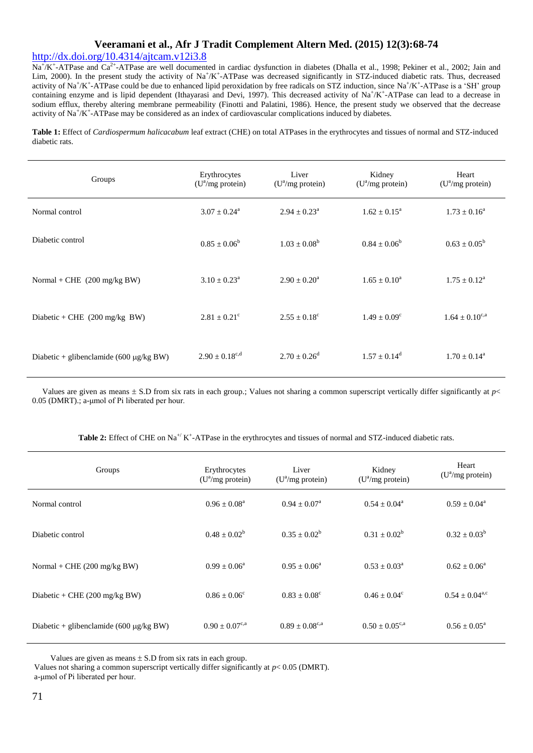$Na^+/K^+$-ATPase and $Ca^{2+}$-ATPase are well documented in cardiac dysfunction in diabetes (Dhalla et al., 1998; Pekiner et al., 2002; Jain and Lim, 2000). In the present study the activity of $Na^+/K^+$-ATPase was decreased significantly in STZ-induced diabetic rats. Thus, decreased activity of $Na^+/K^+$-ATPase could be due to enhanced lipid peroxidation by free radicals on STZ induction, since $Na^+/K^+$-ATPase is a 'SH' group containing enzyme and is lipid dependent (Ithayarasi and Devi, 1997). This decreased activity of $Na^+/K^+$-ATPase can lead to a decrease in sodium efflux, thereby altering membrane permeability (Finotti and Palatini, 1986). Hence, the present study we observed that the decrease activity of $Na^+/K^+$-ATPase may be considered as an index of cardiovascular complications induced by diabetes.

**Table 1:** Effect of *Cardiospermum halicacabum* leaf extract (CHE) on total ATPases in the erythrocytes and tissues of normal and STZ-induced diabetic rats.

| Groups | Erythrocytes ($U^a$/mg protein) | Liver ($U^a$/mg protein) | Kidney ($U^a$/mg protein) | Heart ($U^a$/mg protein) |
|---|---|---|---|---|
| Normal control | $3.07 \pm 0.24^a$ | $2.94 \pm 0.23^a$ | $1.62 \pm 0.15^a$ | $1.73 \pm 0.16^a$ |
| Diabetic control | $0.85 \pm 0.06^b$ | $1.03 \pm 0.08^b$ | $0.84 \pm 0.06^b$ | $0.63 \pm 0.05^b$ |
| Normal + CHE (200 mg/kg BW) | $3.10 \pm 0.23^a$ | $2.90 \pm 0.20^a$ | $1.65 \pm 0.10^a$ | $1.75 \pm 0.12^a$ |
| Diabetic + CHE (200 mg/kg BW) | $2.81 \pm 0.21^c$ | $2.55 \pm 0.18^c$ | $1.49 \pm 0.09^c$ | $1.64 \pm 0.10^{c,a}$ |
| Diabetic + glibenclamide (600 µg/kg BW) | $2.90 \pm 0.18^{c,d}$ | $2.70 \pm 0.26^d$ | $1.57 \pm 0.14^d$ | $1.70 \pm 0.14^a$ |

Values are given as means ± S.D from six rats in each group.; Values not sharing a common superscript vertically differ significantly at $p< 0.05$ (DMRT).; a-µmol of Pi liberated per hour.

**Table 2:** Effect of CHE on $Na^+/K^+$-ATPase in the erythrocytes and tissues of normal and STZ-induced diabetic rats.

| Groups | Erythrocytes ($U^a$/mg protein) | Liver ($U^a$/mg protein) | Kidney ($U^a$/mg protein) | Heart ($U^a$/mg protein) |
|---|---|---|---|---|
| Normal control | $0.96 \pm 0.08^a$ | $0.94 \pm 0.07^a$ | $0.54 \pm 0.04^a$ | $0.59 \pm 0.04^a$ |
| Diabetic control | $0.48 \pm 0.02^b$ | $0.35 \pm 0.02^b$ | $0.31 \pm 0.02^b$ | $0.32 \pm 0.03^b$ |
| Normal + CHE (200 mg/kg BW) | $0.99 \pm 0.06^a$ | $0.95 \pm 0.06^a$ | $0.53 \pm 0.03^a$ | $0.62 \pm 0.06^a$ |
| Diabetic + CHE (200 mg/kg BW) | $0.86 \pm 0.06^c$ | $0.83 \pm 0.08^c$ | $0.46 \pm 0.04^c$ | $0.54 \pm 0.04^{a,c}$ |
| Diabetic + glibenclamide (600 µg/kg BW) | $0.90 \pm 0.07^{c,a}$ | $0.89 \pm 0.08^{c,a}$ | $0.50 \pm 0.05^{c,a}$ | $0.56 \pm 0.05^a$ |

Values are given as means ± S.D from six rats in each group.
Values not sharing a common superscript vertically differ significantly at $p< 0.05$ (DMRT).
a-µmol of Pi liberated per hour.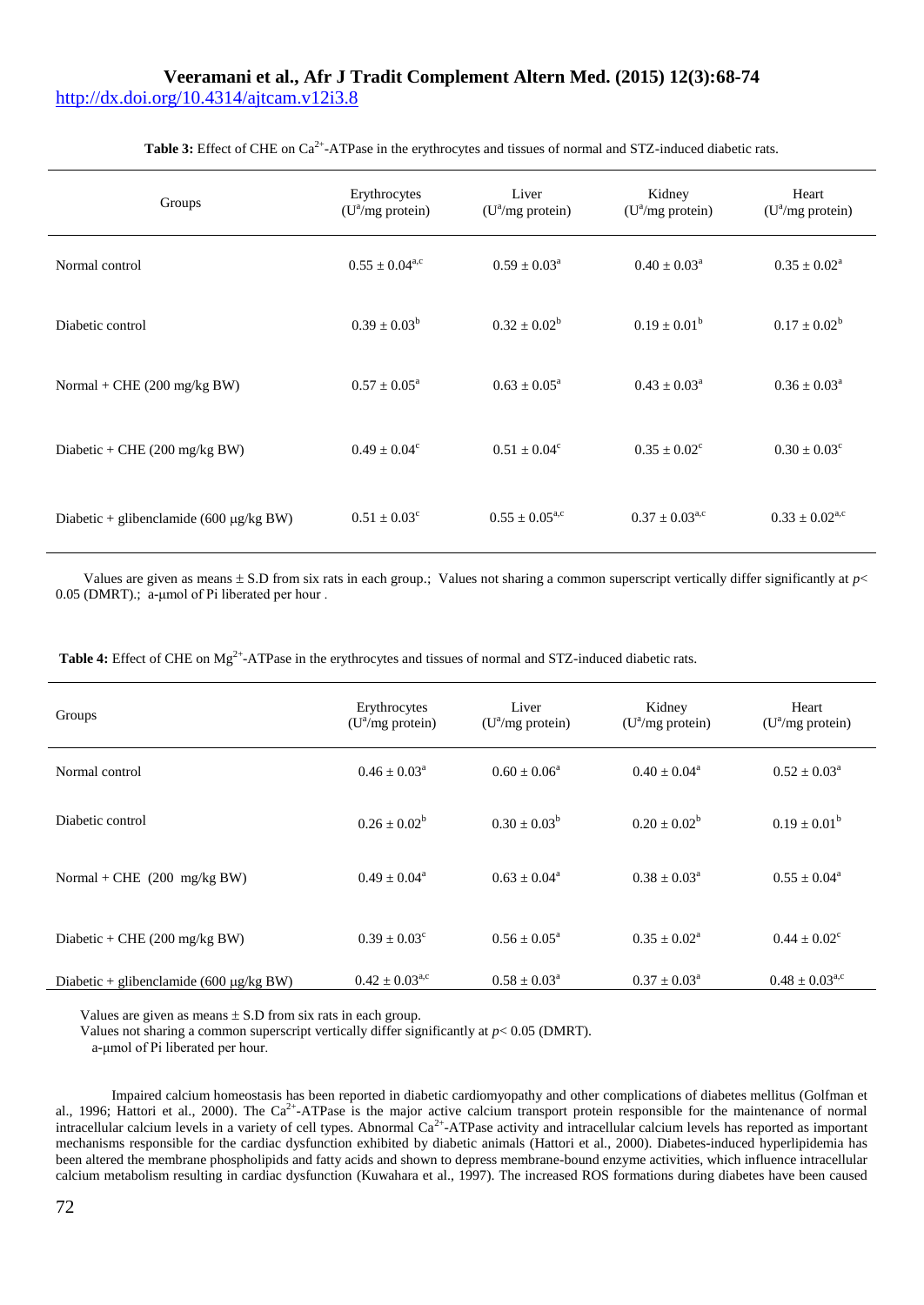**Table 3:** Effect of CHE on $Ca^{2+}$-ATPase in the erythrocytes and tissues of normal and STZ-induced diabetic rats.

| Groups | Erythrocytes ($U^a$/mg protein) | Liver ($U^a$/mg protein) | Kidney ($U^a$/mg protein) | Heart ($U^a$/mg protein) |
|---|---|---|---|---|
| Normal control | $0.55 \pm 0.04^{a,c}$ | $0.59 \pm 0.03^{a}$ | $0.40 \pm 0.03^{a}$ | $0.35 \pm 0.02^{a}$ |
| Diabetic control | $0.39 \pm 0.03^{b}$ | $0.32 \pm 0.02^{b}$ | $0.19 \pm 0.01^{b}$ | $0.17 \pm 0.02^{b}$ |
| Normal + CHE (200 mg/kg BW) | $0.57 \pm 0.05^{a}$ | $0.63 \pm 0.05^{a}$ | $0.43 \pm 0.03^{a}$ | $0.36 \pm 0.03^{a}$ |
| Diabetic + CHE (200 mg/kg BW) | $0.49 \pm 0.04^{c}$ | $0.51 \pm 0.04^{c}$ | $0.35 \pm 0.02^{c}$ | $0.30 \pm 0.03^{c}$ |
| Diabetic + glibenclamide (600 µg/kg BW) | $0.51 \pm 0.03^{c}$ | $0.55 \pm 0.05^{a,c}$ | $0.37 \pm 0.03^{a,c}$ | $0.33 \pm 0.02^{a,c}$ |

Values are given as means ± S.D from six rats in each group.; Values not sharing a common superscript vertically differ significantly at $p < 0.05$ (DMRT).; a-µmol of Pi liberated per hour .

**Table 4:** Effect of CHE on $Mg^{2+}$-ATPase in the erythrocytes and tissues of normal and STZ-induced diabetic rats.

| Groups | Erythrocytes ($U^a$/mg protein) | Liver ($U^a$/mg protein) | Kidney ($U^a$/mg protein) | Heart ($U^a$/mg protein) |
|---|---|---|---|---|
| Normal control | $0.46 \pm 0.03^{a}$ | $0.60 \pm 0.06^{a}$ | $0.40 \pm 0.04^{a}$ | $0.52 \pm 0.03^{a}$ |
| Diabetic control | $0.26 \pm 0.02^{b}$ | $0.30 \pm 0.03^{b}$ | $0.20 \pm 0.02^{b}$ | $0.19 \pm 0.01^{b}$ |
| Normal + CHE (200 mg/kg BW) | $0.49 \pm 0.04^{a}$ | $0.63 \pm 0.04^{a}$ | $0.38 \pm 0.03^{a}$ | $0.55 \pm 0.04^{a}$ |
| Diabetic + CHE (200 mg/kg BW) | $0.39 \pm 0.03^{c}$ | $0.56 \pm 0.05^{a}$ | $0.35 \pm 0.02^{a}$ | $0.44 \pm 0.02^{c}$ |
| Diabetic + glibenclamide (600 µg/kg BW) | $0.42 \pm 0.03^{a,c}$ | $0.58 \pm 0.03^{a}$ | $0.37 \pm 0.03^{a}$ | $0.48 \pm 0.03^{a,c}$ |

Values are given as means ± S.D from six rats in each group.
Values not sharing a common superscript vertically differ significantly at $p < 0.05$ (DMRT).
a-µmol of Pi liberated per hour.

Impaired calcium homeostasis has been reported in diabetic cardiomyopathy and other complications of diabetes mellitus (Golfman et al., 1996; Hattori et al., 2000). The $Ca^{2+}$-ATPase is the major active calcium transport protein responsible for the maintenance of normal intracellular calcium levels in a variety of cell types. Abnormal $Ca^{2+}$-ATPase activity and intracellular calcium levels has reported as important mechanisms responsible for the cardiac dysfunction exhibited by diabetic animals (Hattori et al., 2000). Diabetes-induced hyperlipidemia has been altered the membrane phospholipids and fatty acids and shown to depress membrane-bound enzyme activities, which influence intracellular calcium metabolism resulting in cardiac dysfunction (Kuwahara et al., 1997). The increased ROS formations during diabetes have been caused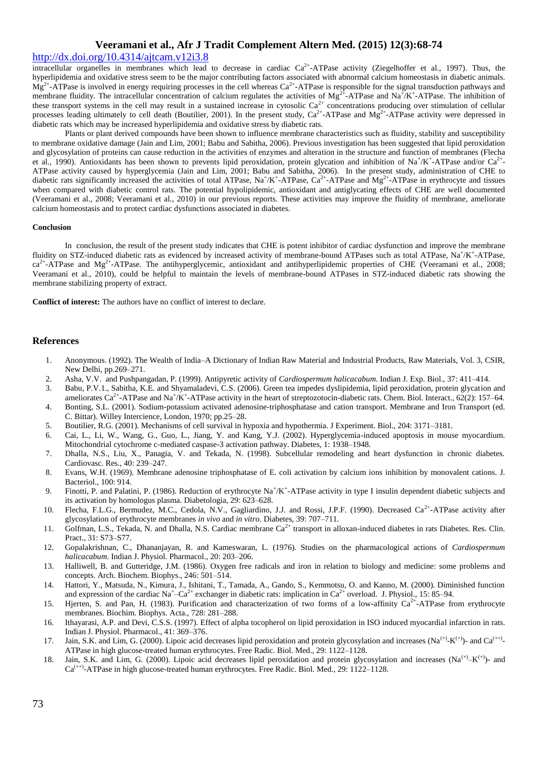intracellular organelles in membranes which lead to decrease in cardiac $Ca^{2+}$-ATPase activity (Ziegelhoffer et al., 1997). Thus, the hyperlipidemia and oxidative stress seem to be the major contributing factors associated with abnormal calcium homeostasis in diabetic animals. $Mg^{2+}$-ATPase is involved in energy requiring processes in the cell whereas $Ca^{2+}$-ATPase is responsible for the signal transduction pathways and membrane fluidity. The intracellular concentration of calcium regulates the activities of $Mg^{2+}$-ATPase and $Na^{+}/K^{+}$-ATPase. The inhibition of these transport systems in the cell may result in a sustained increase in cytosolic $Ca^{2+}$ concentrations producing over stimulation of cellular processes leading ultimately to cell death (Boutilier, 2001). In the present study, $Ca^{2+}$-ATPase and $Mg^{2+}$-ATPase activity were depressed in diabetic rats which may be increased hyperlipidemia and oxidative stress by diabetic rats.

Plants or plant derived compounds have been shown to influence membrane characteristics such as fluidity, stability and susceptibility to membrane oxidative damage (Jain and Lim, 2001; Babu and Sabitha, 2006). Previous investigation has been suggested that lipid peroxidation and glycosylation of proteins can cause reduction in the activities of enzymes and alteration in the structure and function of membranes (Flecha et al., 1990). Antioxidants has been shown to prevents lipid peroxidation, protein glycation and inhibition of $Na^{+}/K^{+}$-ATPase and/or $Ca^{2+}$-ATPase activity caused by hyperglycemia (Jain and Lim, 2001; Babu and Sabitha, 2006). In the present study, administration of CHE to diabetic rats significantly increased the activities of total ATPase, $Na^{+}/K^{+}$-ATPase, $Ca^{2+}$-ATPase and $Mg^{2+}$-ATPase in erythrocyte and tissues when compared with diabetic control rats. The potential hypolipidemic, antioxidant and antiglycating effects of CHE are well documented (Veeramani et al., 2008; Veeramani et al., 2010) in our previous reports. These activities may improve the fluidity of membrane, ameliorate calcium homeostasis and to protect cardiac dysfunctions associated in diabetes.

**Conclusion**

In conclusion, the result of the present study indicates that CHE is potent inhibitor of cardiac dysfunction and improve the membrane fluidity on STZ-induced diabetic rats as evidenced by increased activity of membrane-bound ATPases such as total ATPase, $Na^{+}/K^{+}$-ATPase, $ca^{2+}$-ATPase and $Mg^{2+}$-ATPase. The antihyperglycemic, antioxidant and antihyperlipidemic properties of CHE (Veeramani et al., 2008; Veeramani et al., 2010), could be helpful to maintain the levels of membrane-bound ATPases in STZ-induced diabetic rats showing the membrane stabilizing property of extract.

**Conflict of interest:** The authors have no conflict of interest to declare.

## References

1. Anonymous. (1992). The Wealth of India–A Dictionary of Indian Raw Material and Industrial Products, Raw Materials, Vol. 3, CSIR, New Delhi, pp.269–271.
2. Asha, V.V. and Pushpangadan, P. (1999). Antipyretic activity of *Cardiospermum halicacabum*. Indian J. Exp. Biol., 37: 411–414.
3. Babu, P.V.1., Sabitha, K.E. and Shyamaladevi, C.S. (2006). Green tea impedes dyslipidemia, lipid peroxidation, protein glycation and ameliorates $Ca^{2+}$-ATPase and $Na^{+}/K^{+}$-ATPase activity in the heart of streptozotocin-diabetic rats. Chem. Biol. Interact., 62(2): 157–64.
4. Bonting, S.L. (2001). Sodium-potassium activated adenosine-triphosphatase and cation transport. Membrane and Iron Transport (ed. C. Bittar). Willey Intercience, London, 1970; pp.25–28.
5. Boutilier, R.G. (2001). Mechanisms of cell survival in hypoxia and hypothermia. J Experiment. Biol., 204: 3171–3181.
6. Cai, L., Li, W., Wang, G., Guo, L., Jiang, Y. and Kang, Y.J. (2002). Hyperglycemia-induced apoptosis in mouse myocardium. Mitochondrial cytochrome c-mediated caspase-3 activation pathway. Diabetes, 1: 1938–1948.
7. Dhalla, N.S., Liu, X., Panagia, V. and Tekada, N. (1998). Subcellular remodeling and heart dysfunction in chronic diabetes. Cardiovasc. Res., 40: 239–247.
8. Evans, W.H. (1969). Membrane adenosine triphosphatase of E. coli activation by calcium ions inhibition by monovalent cations. J. Bacteriol., 100: 914.
9. Finotti, P. and Palatini, P. (1986). Reduction of erythrocyte $Na^{+}/K^{+}$-ATPase activity in type I insulin dependent diabetic subjects and its activation by homologus plasma. Diabetologia, 29: 623–628.
10. Flecha, F.L.G., Bermudez, M.C., Cedola, N.V., Gagliardino, J.J. and Rossi, J.P.F. (1990). Decreased $Ca^{2+}$-ATPase activity after glycosylation of erythrocyte membranes *in vivo* and *in vitro*. Diabetes, 39: 707–711.
11. Golfman, L.S., Tekada, N. and Dhalla, N.S. Cardiac membrane $Ca^{2+}$ transport in alloxan-induced diabetes in rats Diabetes. Res. Clin. Pract., 31: S73–S77.
12. Gopalakrishnan, C., Dhananjayan, R. and Kameswaran, L. (1976). Studies on the pharmacological actions of *Cardiospermum halicacabum*. Indian J. Physiol. Pharmacol., 20: 203–206.
13. Halliwell, B. and Gutteridge, J.M. (1986). Oxygen free radicals and iron in relation to biology and medicine: some problems and concepts. Arch. Biochem. Biophys., 246: 501–514.
14. Hattori, Y., Matsuda, N., Kimura, J., Ishitani, T., Tamada, A., Gando, S., Kemmotsu, O. and Kanno, M. (2000). Diminished function and expression of the cardiac $Na^{+}$–$Ca^{2+}$ exchanger in diabetic rats: implication in $Ca^{2+}$ overload. J. Physiol., 15: 85–94.
15. Hjerten, S. and Pan, H. (1983). Purification and characterization of two forms of a low-affinity $Ca^{2+}$-ATPase from erythrocyte membranes. Biochim. Biophys. Acta., 728: 281–288.
16. Ithayarasi, A.P. and Devi, C.S.S. (1997). Effect of alpha tocopherol on lipid peroxidation in ISO induced myocardial infarction in rats. Indian J. Physiol. Pharmacol., 41: 369–376.
17. Jain, S.K. and Lim, G. (2000). Lipoic acid decreases lipid peroxidation and protein glycosylation and increases $(Na^{(+)}$-$K^{(+)})$- and $Ca^{(++)}$-ATPase in high glucose-treated human erythrocytes. Free Radic. Biol. Med., 29: 1122–1128.
18. Jain, S.K. and Lim, G. (2000). Lipoic acid decreases lipid peroxidation and protein glycosylation and increases $(Na^{(+)}$–$K^{(+)})$- and $Ca^{(++)}$-ATPase in high glucose-treated human erythrocytes. Free Radic. Biol. Med., 29: 1122–1128.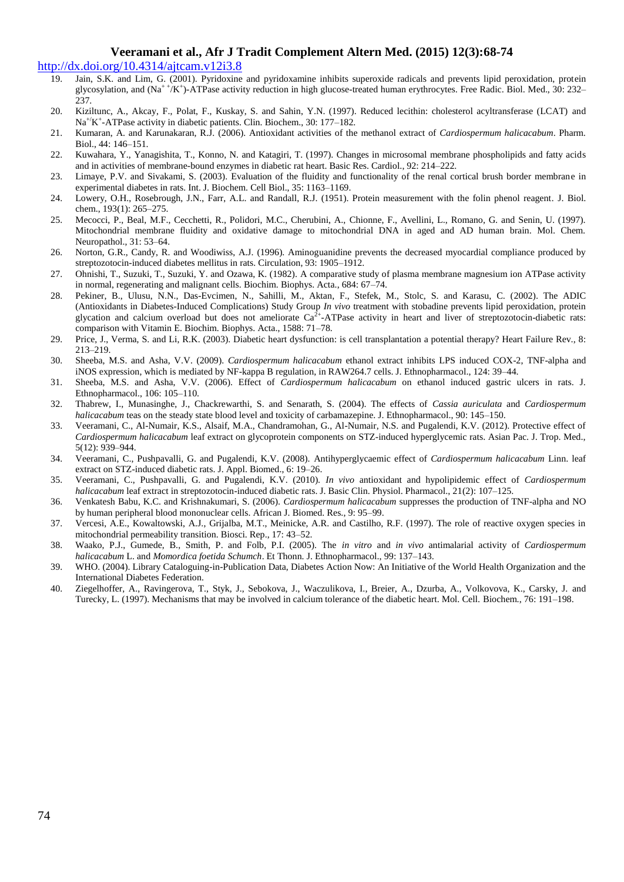19. Jain, S.K. and Lim, G. (2001). Pyridoxine and pyridoxamine inhibits superoxide radicals and prevents lipid peroxidation, protein glycosylation, and ($Na^{+}$ $^{+}$/$K^{+}$)-ATPase activity reduction in high glucose-treated human erythrocytes. Free Radic. Biol. Med., 30: 232–237.
20. Kiziltunc, A., Akcay, F., Polat, F., Kuskay, S. and Sahin, Y.N. (1997). Reduced lecithin: cholesterol acyltransferase (LCAT) and $Na^{+}$/$K^{+}$-ATPase activity in diabetic patients. Clin. Biochem., 30: 177–182.
21. Kumaran, A. and Karunakaran, R.J. (2006). Antioxidant activities of the methanol extract of *Cardiospermum halicacabum*. Pharm. Biol., 44: 146–151.
22. Kuwahara, Y., Yanagishita, T., Konno, N. and Katagiri, T. (1997). Changes in microsomal membrane phospholipids and fatty acids and in activities of membrane-bound enzymes in diabetic rat heart. Basic Res. Cardiol., 92: 214–222.
23. Limaye, P.V. and Sivakami, S. (2003). Evaluation of the fluidity and functionality of the renal cortical brush border membrane in experimental diabetes in rats. Int. J. Biochem. Cell Biol., 35: 1163–1169.
24. Lowery, O.H., Rosebrough, J.N., Farr, A.L. and Randall, R.J. (1951). Protein measurement with the folin phenol reagent. J. Biol. chem., 193(1): 265–275.
25. Mecocci, P., Beal, M.F., Cecchetti, R., Polidori, M.C., Cherubini, A., Chionne, F., Avellini, L., Romano, G. and Senin, U. (1997). Mitochondrial membrane fluidity and oxidative damage to mitochondrial DNA in aged and AD human brain. Mol. Chem. Neuropathol., 31: 53–64.
26. Norton, G.R., Candy, R. and Woodiwiss, A.J. (1996). Aminoguanidine prevents the decreased myocardial compliance produced by streptozotocin-induced diabetes mellitus in rats. Circulation, 93: 1905–1912.
27. Ohnishi, T., Suzuki, T., Suzuki, Y. and Ozawa, K. (1982). A comparative study of plasma membrane magnesium ion ATPase activity in normal, regenerating and malignant cells. Biochim. Biophys. Acta., 684: 67–74.
28. Pekiner, B., Ulusu, N.N., Das-Evcimen, N., Sahilli, M., Aktan, F., Stefek, M., Stolc, S. and Karasu, C. (2002). The ADIC (Antioxidants in Diabetes-Induced Complications) Study Group *In vivo* treatment with stobadine prevents lipid peroxidation, protein glycation and calcium overload but does not ameliorate $Ca^{2+}$-ATPase activity in heart and liver of streptozotocin-diabetic rats: comparison with Vitamin E. Biochim. Biophys. Acta., 1588: 71–78.
29. Price, J., Verma, S. and Li, R.K. (2003). Diabetic heart dysfunction: is cell transplantation a potential therapy? Heart Failure Rev., 8: 213–219.
30. Sheeba, M.S. and Asha, V.V. (2009). *Cardiospermum halicacabum* ethanol extract inhibits LPS induced COX-2, TNF-alpha and iNOS expression, which is mediated by NF-kappa B regulation, in RAW264.7 cells. J. Ethnopharmacol., 124: 39–44.
31. Sheeba, M.S. and Asha, V.V. (2006). Effect of *Cardiospermum halicacabum* on ethanol induced gastric ulcers in rats. J. Ethnopharmacol., 106: 105–110.
32. Thabrew, I., Munasinghe, J., Chackrewarthi, S. and Senarath, S. (2004). The effects of *Cassia auriculata* and *Cardiospermum halicacabum* teas on the steady state blood level and toxicity of carbamazepine. J. Ethnopharmacol., 90: 145–150.
33. Veeramani, C., Al-Numair, K.S., Alsaif, M.A., Chandramohan, G., Al-Numair, N.S. and Pugalendi, K.V. (2012). Protective effect of *Cardiospermum halicacabum* leaf extract on glycoprotein components on STZ-induced hyperglycemic rats. Asian Pac. J. Trop. Med., 5(12): 939–944.
34. Veeramani, C., Pushpavalli, G. and Pugalendi, K.V. (2008). Antihyperglycaemic effect of *Cardiospermum halicacabum* Linn. leaf extract on STZ-induced diabetic rats. J. Appl. Biomed., 6: 19–26.
35. Veeramani, C., Pushpavalli, G. and Pugalendi, K.V. (2010). *In vivo* antioxidant and hypolipidemic effect of *Cardiospermum halicacabum* leaf extract in streptozotocin-induced diabetic rats. J. Basic Clin. Physiol. Pharmacol., 21(2): 107–125.
36. Venkatesh Babu, K.C. and Krishnakumari, S. (2006). *Cardiospermum halicacabum* suppresses the production of TNF-alpha and NO by human peripheral blood mononuclear cells. African J. Biomed. Res., 9: 95–99.
37. Vercesi, A.E., Kowaltowski, A.J., Grijalba, M.T., Meinicke, A.R. and Castilho, R.F. (1997). The role of reactive oxygen species in mitochondrial permeability transition. Biosci. Rep., 17: 43–52.
38. Waako, P.J., Gumede, B., Smith, P. and Folb, P.I. (2005). The *in vitro* and *in vivo* antimalarial activity of *Cardiospermum halicacabum* L. and *Momordica foetida Schumch*. Et Thonn. J. Ethnopharmacol., 99: 137–143.
39. WHO. (2004). Library Cataloguing-in-Publication Data, Diabetes Action Now: An Initiative of the World Health Organization and the International Diabetes Federation.
40. Ziegelhoffer, A., Ravingerova, T., Styk, J., Sebokova, J., Waczulikova, I., Breier, A., Dzurba, A., Volkovova, K., Carsky, J. and Turecky, L. (1997). Mechanisms that may be involved in calcium tolerance of the diabetic heart. Mol. Cell. Biochem., 76: 191–198.